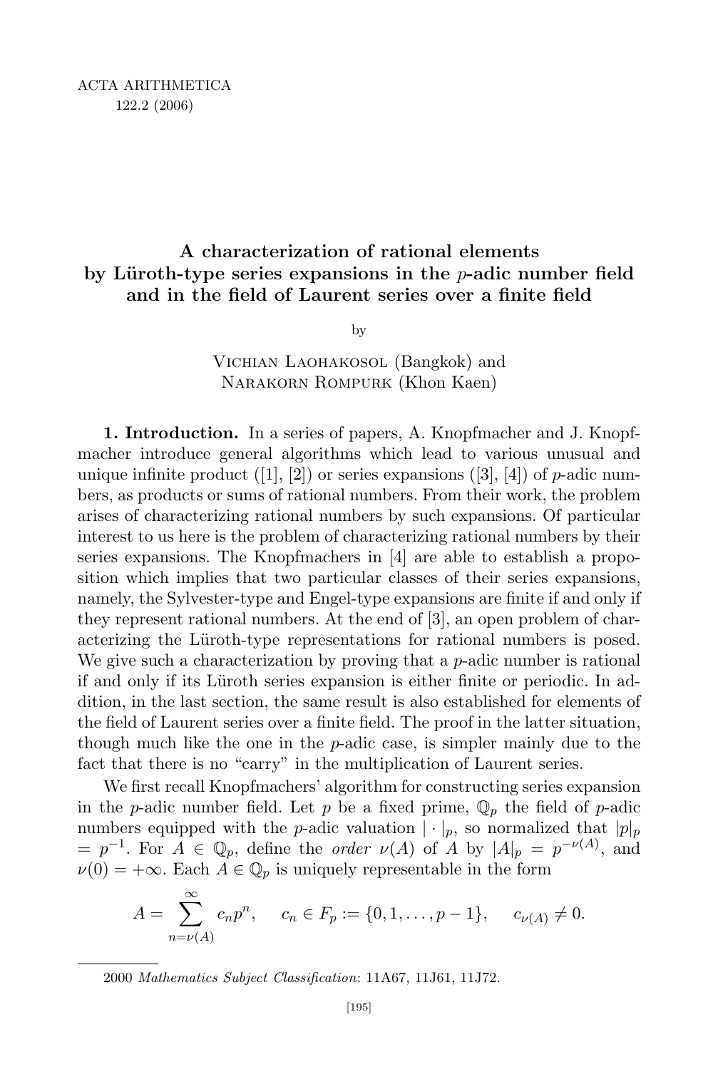# A characterization of rational elements by Lüroth-type series expansions in the $p$-adic number field and in the field of Laurent series over a finite field

by

Vichian Laohakosol (Bangkok) and Narakorn Rompurk (Khon Kaen)

**1. Introduction.** In a series of papers, A. Knopfmacher and J. Knopfmacher introduce general algorithms which lead to various unusual and unique infinite product ([1], [2]) or series expansions ([3], [4]) of $p$-adic numbers, as products or sums of rational numbers. From their work, the problem arises of characterizing rational numbers by such expansions. Of particular interest to us here is the problem of characterizing rational numbers by their series expansions. The Knopfmachers in [4] are able to establish a proposition which implies that two particular classes of their series expansions, namely, the Sylvester-type and Engel-type expansions are finite if and only if they represent rational numbers. At the end of [3], an open problem of characterizing the Lüroth-type representations for rational numbers is posed. We give such a characterization by proving that a $p$-adic number is rational if and only if its Lüroth series expansion is either finite or periodic. In addition, in the last section, the same result is also established for elements of the field of Laurent series over a finite field. The proof in the latter situation, though much like the one in the $p$-adic case, is simpler mainly due to the fact that there is no "carry" in the multiplication of Laurent series.

We first recall Knopfmachers' algorithm for constructing series expansion in the $p$-adic number field. Let $p$ be a fixed prime, $\mathbb{Q}_p$ the field of $p$-adic numbers equipped with the $p$-adic valuation $|\cdot|_p$, so normalized that $|p|_p = p^{-1}$. For $A \in \mathbb{Q}_p$, define the *order* $\nu(A)$ of $A$ by $|A|_p = p^{-\nu(A)}$, and $\nu(0) = +\infty$. Each $A \in \mathbb{Q}_p$ is uniquely representable in the form

$$A = \sum_{n=\nu(A)}^{\infty} c_n p^n, \quad c_n \in F_p := \{0, 1, \ldots, p-1\}, \quad c_{\nu(A)} \neq 0.$$

2000 *Mathematics Subject Classification*: 11A67, 11J61, 11J72.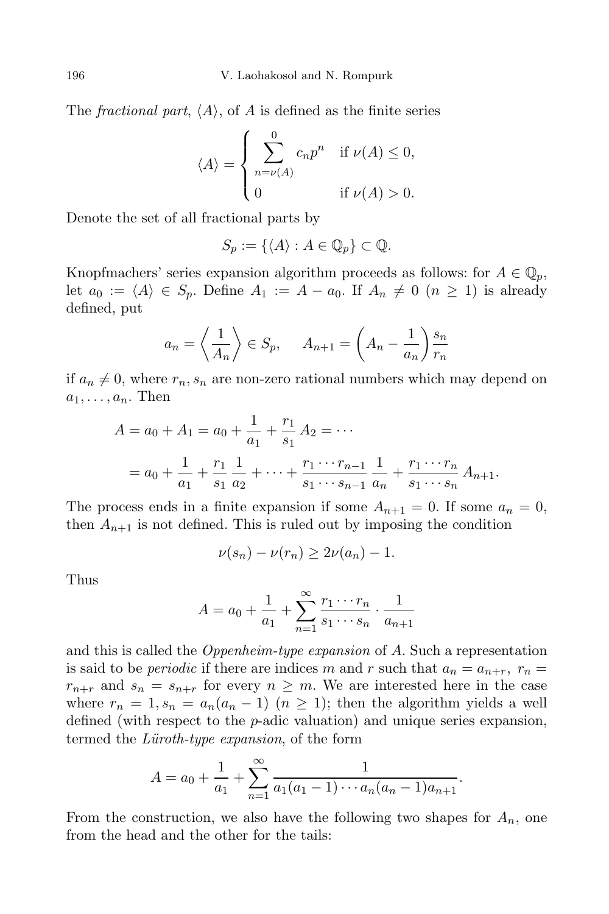The *fractional part*, $\langle A \rangle$, of $A$ is defined as the finite series

$$\langle A \rangle = \begin{cases} \displaystyle\sum_{n=\nu(A)}^{0} c_n p^n & \text{if } \nu(A) \leq 0, \\ 0 & \text{if } \nu(A) > 0. \end{cases}$$

Denote the set of all fractional parts by

$$S_p := \{\langle A \rangle : A \in \mathbb{Q}_p\} \subset \mathbb{Q}.$$

Knopfmachers' series expansion algorithm proceeds as follows: for $A \in \mathbb{Q}_p$, let $a_0 := \langle A \rangle \in S_p$. Define $A_1 := A - a_0$. If $A_n \neq 0$ $(n \geq 1)$ is already defined, put

$$a_n = \left\langle \frac{1}{A_n} \right\rangle \in S_p, \qquad A_{n+1} = \left( A_n - \frac{1}{a_n} \right) \frac{s_n}{r_n}$$

if $a_n \neq 0$, where $r_n, s_n$ are non-zero rational numbers which may depend on $a_1, \ldots, a_n$. Then

$$\begin{aligned} A &= a_0 + A_1 = a_0 + \frac{1}{a_1} + \frac{r_1}{s_1} A_2 = \cdots \\ &= a_0 + \frac{1}{a_1} + \frac{r_1}{s_1} \frac{1}{a_2} + \cdots + \frac{r_1 \cdots r_{n-1}}{s_1 \cdots s_{n-1}} \frac{1}{a_n} + \frac{r_1 \cdots r_n}{s_1 \cdots s_n} A_{n+1}. \end{aligned}$$

The process ends in a finite expansion if some $A_{n+1} = 0$. If some $a_n = 0$, then $A_{n+1}$ is not defined. This is ruled out by imposing the condition

$$\nu(s_n) - \nu(r_n) \geq 2\nu(a_n) - 1.$$

Thus

$$A = a_0 + \frac{1}{a_1} + \sum_{n=1}^{\infty} \frac{r_1 \cdots r_n}{s_1 \cdots s_n} \cdot \frac{1}{a_{n+1}}$$

and this is called the *Oppenheim-type expansion* of $A$. Such a representation is said to be *periodic* if there are indices $m$ and $r$ such that $a_n = a_{n+r}$, $r_n = r_{n+r}$ and $s_n = s_{n+r}$ for every $n \geq m$. We are interested here in the case where $r_n = 1, s_n = a_n(a_n - 1)$ $(n \geq 1)$; then the algorithm yields a well defined (with respect to the $p$-adic valuation) and unique series expansion, termed the *Lüroth-type expansion*, of the form

$$A = a_0 + \frac{1}{a_1} + \sum_{n=1}^{\infty} \frac{1}{a_1(a_1 - 1) \cdots a_n(a_n - 1) a_{n+1}}.$$

From the construction, we also have the following two shapes for $A_n$, one from the head and the other for the tails: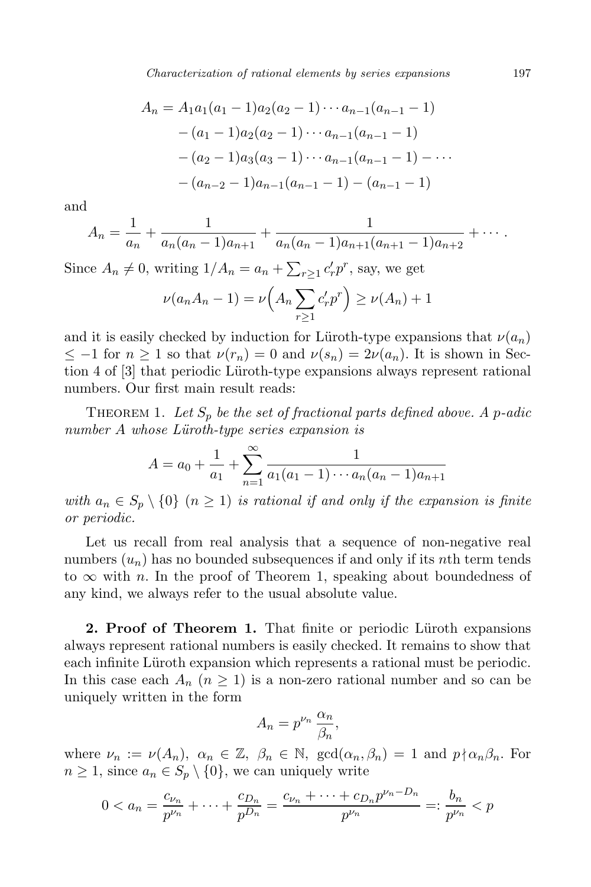$$
\begin{aligned}
A_n = {} & A_1 a_1(a_1-1)a_2(a_2-1)\cdots a_{n-1}(a_{n-1}-1) \\
& -(a_1-1)a_2(a_2-1)\cdots a_{n-1}(a_{n-1}-1) \\
& -(a_2-1)a_3(a_3-1)\cdots a_{n-1}(a_{n-1}-1) - \cdots \\
& -(a_{n-2}-1)a_{n-1}(a_{n-1}-1) - (a_{n-1}-1)
\end{aligned}
$$

and

$$
A_n = \frac{1}{a_n} + \frac{1}{a_n(a_n-1)a_{n+1}} + \frac{1}{a_n(a_n-1)a_{n+1}(a_{n+1}-1)a_{n+2}} + \cdots .
$$

Since $A_n \neq 0$, writing $1/A_n = a_n + \sum_{r\geq 1} c_r' p^r$, say, we get

$$
\nu(a_n A_n - 1) = \nu\Big(A_n \sum_{r\geq 1} c_r' p^r\Big) \geq \nu(A_n) + 1
$$

and it is easily checked by induction for Lüroth-type expansions that $\nu(a_n) \leq -1$ for $n \geq 1$ so that $\nu(r_n) = 0$ and $\nu(s_n) = 2\nu(a_n)$. It is shown in Section 4 of [3] that periodic Lüroth-type expansions always represent rational numbers. Our first main result reads:

Theorem 1. *Let $S_p$ be the set of fractional parts defined above. A $p$-adic number $A$ whose Lüroth-type series expansion is*

$$
A = a_0 + \frac{1}{a_1} + \sum_{n=1}^{\infty} \frac{1}{a_1(a_1-1)\cdots a_n(a_n-1)a_{n+1}}
$$

*with $a_n \in S_p \setminus \{0\}$ $(n \geq 1)$ is rational if and only if the expansion is finite or periodic.*

Let us recall from real analysis that a sequence of non-negative real numbers $(u_n)$ has no bounded subsequences if and only if its $n$th term tends to $\infty$ with $n$. In the proof of Theorem 1, speaking about boundedness of any kind, we always refer to the usual absolute value.

**2. Proof of Theorem 1.** That finite or periodic Lüroth expansions always represent rational numbers is easily checked. It remains to show that each infinite Lüroth expansion which represents a rational must be periodic. In this case each $A_n$ $(n \geq 1)$ is a non-zero rational number and so can be uniquely written in the form

$$
A_n = p^{\nu_n} \frac{\alpha_n}{\beta_n},
$$

where $\nu_n := \nu(A_n)$, $\alpha_n \in \mathbb{Z}$, $\beta_n \in \mathbb{N}$, $\gcd(\alpha_n, \beta_n) = 1$ and $p \nmid \alpha_n\beta_n$. For $n \geq 1$, since $a_n \in S_p \setminus \{0\}$, we can uniquely write

$$
0 < a_n = \frac{c_{\nu_n}}{p^{\nu_n}} + \cdots + \frac{c_{D_n}}{p^{D_n}} = \frac{c_{\nu_n} + \cdots + c_{D_n} p^{\nu_n - D_n}}{p^{\nu_n}} =: \frac{b_n}{p^{\nu_n}} < p
$$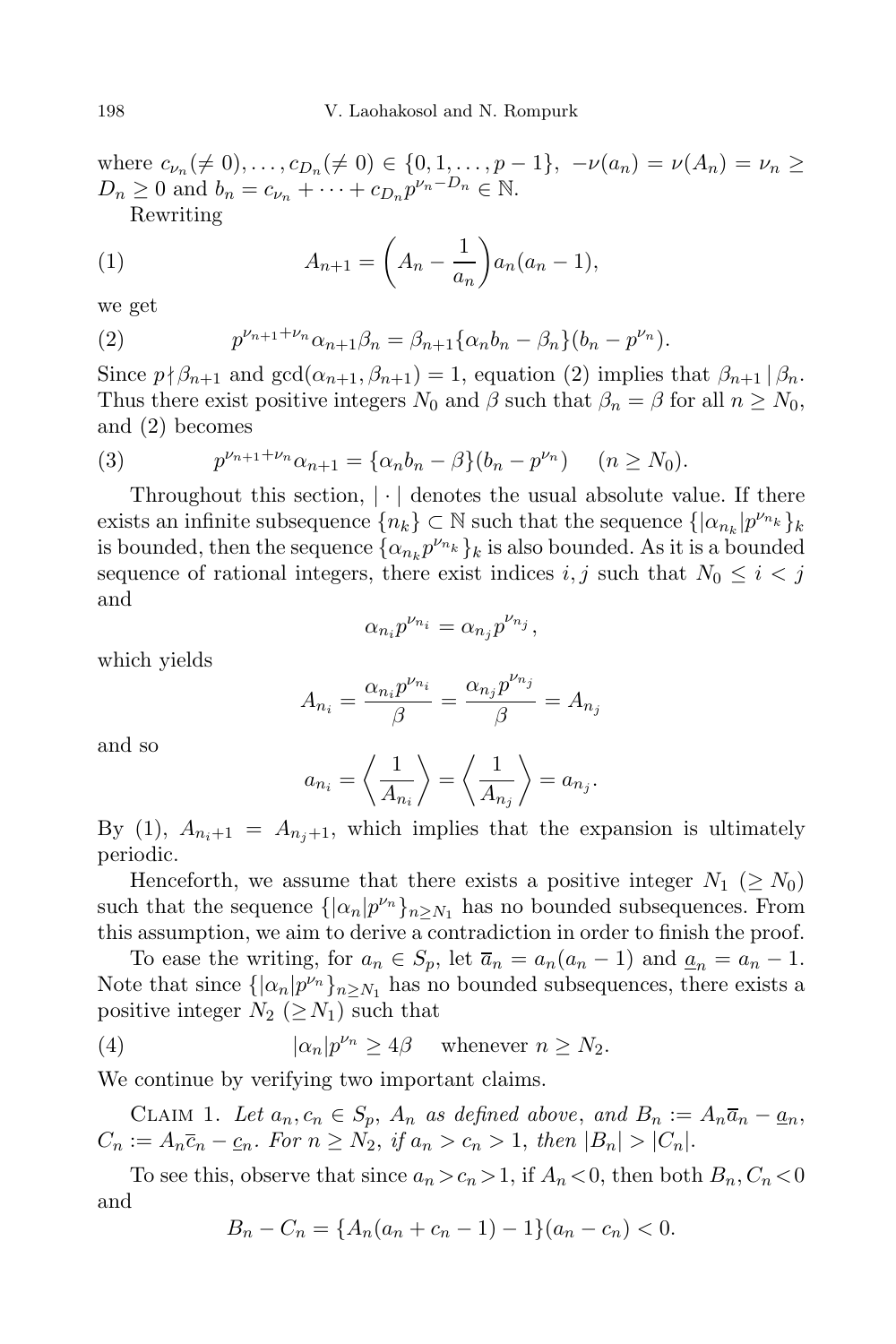where $c_{\nu_n}(\neq 0), \dots, c_{D_n}(\neq 0) \in \{0, 1, \dots, p-1\}$, $-\nu(a_n) = \nu(A_n) = \nu_n \geq D_n \geq 0$ and $b_n = c_{\nu_n} + \cdots + c_{D_n} p^{\nu_n - D_n} \in \mathbb{N}$.

Rewriting

$$A_{n+1} = \left(A_n - \frac{1}{a_n}\right) a_n(a_n - 1), \tag{1}$$

we get

$$p^{\nu_{n+1}+\nu_n} \alpha_{n+1} \beta_n = \beta_{n+1}\{\alpha_n b_n - \beta_n\}(b_n - p^{\nu_n}). \tag{2}$$

Since $p \nmid \beta_{n+1}$ and $\gcd(\alpha_{n+1}, \beta_{n+1}) = 1$, equation (2) implies that $\beta_{n+1} \mid \beta_n$. Thus there exist positive integers $N_0$ and $\beta$ such that $\beta_n = \beta$ for all $n \geq N_0$, and (2) becomes

$$p^{\nu_{n+1}+\nu_n} \alpha_{n+1} = \{\alpha_n b_n - \beta\}(b_n - p^{\nu_n}) \quad (n \geq N_0). \tag{3}$$

Throughout this section, $|\cdot|$ denotes the usual absolute value. If there exists an infinite subsequence $\{n_k\} \subset \mathbb{N}$ such that the sequence $\{|\alpha_{n_k}|p^{\nu_{n_k}}\}_k$ is bounded, then the sequence $\{\alpha_{n_k} p^{\nu_{n_k}}\}_k$ is also bounded. As it is a bounded sequence of rational integers, there exist indices $i, j$ such that $N_0 \leq i < j$ and

$$\alpha_{n_i} p^{\nu_{n_i}} = \alpha_{n_j} p^{\nu_{n_j}},$$

which yields

$$A_{n_i} = \frac{\alpha_{n_i} p^{\nu_{n_i}}}{\beta} = \frac{\alpha_{n_j} p^{\nu_{n_j}}}{\beta} = A_{n_j}$$

and so

$$a_{n_i} = \left\langle \frac{1}{A_{n_i}} \right\rangle = \left\langle \frac{1}{A_{n_j}} \right\rangle = a_{n_j}.$$

By (1), $A_{n_i+1} = A_{n_j+1}$, which implies that the expansion is ultimately periodic.

Henceforth, we assume that there exists a positive integer $N_1$ $(\geq N_0)$ such that the sequence $\{|\alpha_n|p^{\nu_n}\}_{n \geq N_1}$ has no bounded subsequences. From this assumption, we aim to derive a contradiction in order to finish the proof.

To ease the writing, for $a_n \in S_p$, let $\overline{a}_n = a_n(a_n - 1)$ and $\underline{a}_n = a_n - 1$. Note that since $\{|\alpha_n|p^{\nu_n}\}_{n \geq N_1}$ has no bounded subsequences, there exists a positive integer $N_2$ $(\geq N_1)$ such that

$$|\alpha_n|p^{\nu_n} \geq 4\beta \quad \text{whenever } n \geq N_2. \tag{4}$$

We continue by verifying two important claims.

Claim 1. *Let $a_n, c_n \in S_p$, $A_n$ as defined above, and $B_n := A_n \overline{a}_n - \underline{a}_n$, $C_n := A_n \overline{c}_n - \underline{c}_n$. For $n \geq N_2$, if $a_n > c_n > 1$, then $|B_n| > |C_n|$.*

To see this, observe that since $a_n > c_n > 1$, if $A_n < 0$, then both $B_n, C_n < 0$ and

$$B_n - C_n = \{A_n(a_n + c_n - 1) - 1\}(a_n - c_n) < 0.$$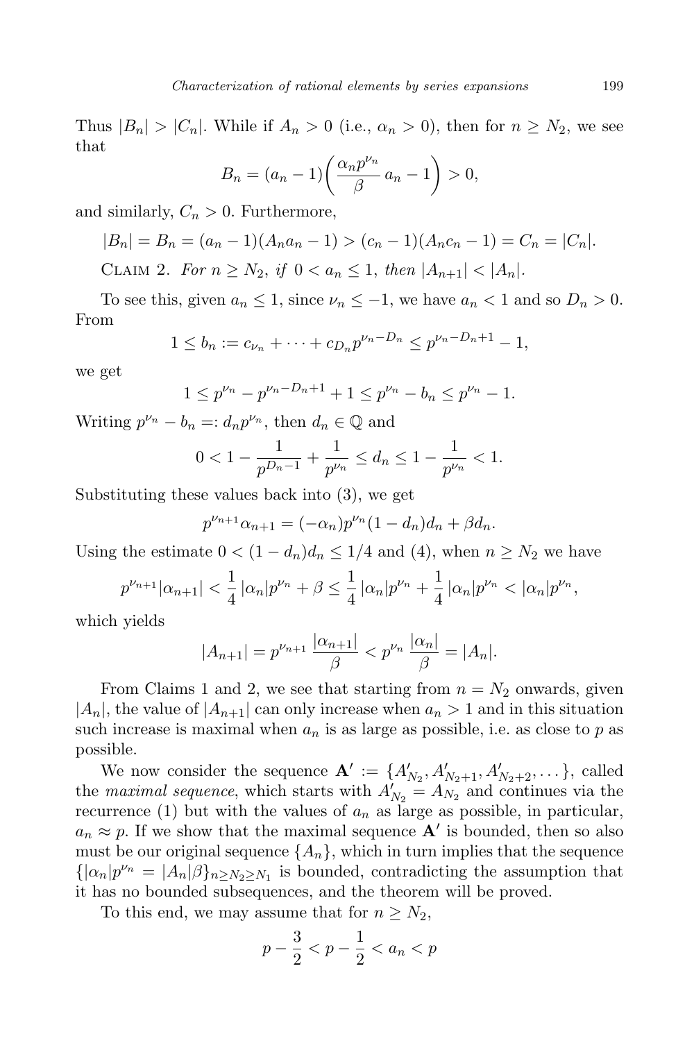Thus $|B_n| > |C_n|$. While if $A_n > 0$ (i.e., $\alpha_n > 0$), then for $n \ge N_2$, we see that

$$B_n = (a_n - 1)\left(\frac{\alpha_n p^{\nu_n}}{\beta}\, a_n - 1\right) > 0,$$

and similarly, $C_n > 0$. Furthermore,

$$|B_n| = B_n = (a_n - 1)(A_n a_n - 1) > (c_n - 1)(A_n c_n - 1) = C_n = |C_n|.$$

Claim 2. *For $n \ge N_2$, if $0 < a_n \le 1$, then $|A_{n+1}| < |A_n|$.*

To see this, given $a_n \le 1$, since $\nu_n \le -1$, we have $a_n < 1$ and so $D_n > 0$. From

$$1 \le b_n := c_{\nu_n} + \cdots + c_{D_n} p^{\nu_n - D_n} \le p^{\nu_n - D_n + 1} - 1,$$

we get

$$1 \le p^{\nu_n} - p^{\nu_n - D_n + 1} + 1 \le p^{\nu_n} - b_n \le p^{\nu_n} - 1.$$

Writing $p^{\nu_n} - b_n =: d_n p^{\nu_n}$, then $d_n \in \mathbb{Q}$ and

$$0 < 1 - \frac{1}{p^{D_n - 1}} + \frac{1}{p^{\nu_n}} \le d_n \le 1 - \frac{1}{p^{\nu_n}} < 1.$$

Substituting these values back into (3), we get

$$p^{\nu_{n+1}} \alpha_{n+1} = (-\alpha_n) p^{\nu_n} (1 - d_n) d_n + \beta d_n.$$

Using the estimate $0 < (1 - d_n) d_n \le 1/4$ and (4), when $n \ge N_2$ we have

$$p^{\nu_{n+1}} |\alpha_{n+1}| < \frac{1}{4}\,|\alpha_n| p^{\nu_n} + \beta \le \frac{1}{4}\,|\alpha_n| p^{\nu_n} + \frac{1}{4}\,|\alpha_n| p^{\nu_n} < |\alpha_n| p^{\nu_n},$$

which yields

$$|A_{n+1}| = p^{\nu_{n+1}}\,\frac{|\alpha_{n+1}|}{\beta} < p^{\nu_n}\,\frac{|\alpha_n|}{\beta} = |A_n|.$$

From Claims 1 and 2, we see that starting from $n = N_2$ onwards, given $|A_n|$, the value of $|A_{n+1}|$ can only increase when $a_n > 1$ and in this situation such increase is maximal when $a_n$ is as large as possible, i.e. as close to $p$ as possible.

We now consider the sequence $\mathbf{A}' := \{A'_{N_2}, A'_{N_2+1}, A'_{N_2+2}, \ldots\}$, called the *maximal sequence*, which starts with $A'_{N_2} = A_{N_2}$ and continues via the recurrence (1) but with the values of $a_n$ as large as possible, in particular, $a_n \approx p$. If we show that the maximal sequence $\mathbf{A}'$ is bounded, then so also must be our original sequence $\{A_n\}$, which in turn implies that the sequence $\{|\alpha_n| p^{\nu_n} = |A_n|\beta\}_{n \ge N_2 \ge N_1}$ is bounded, contradicting the assumption that it has no bounded subsequences, and the theorem will be proved.

To this end, we may assume that for $n \ge N_2$,

$$p - \frac{3}{2} < p - \frac{1}{2} < a_n < p$$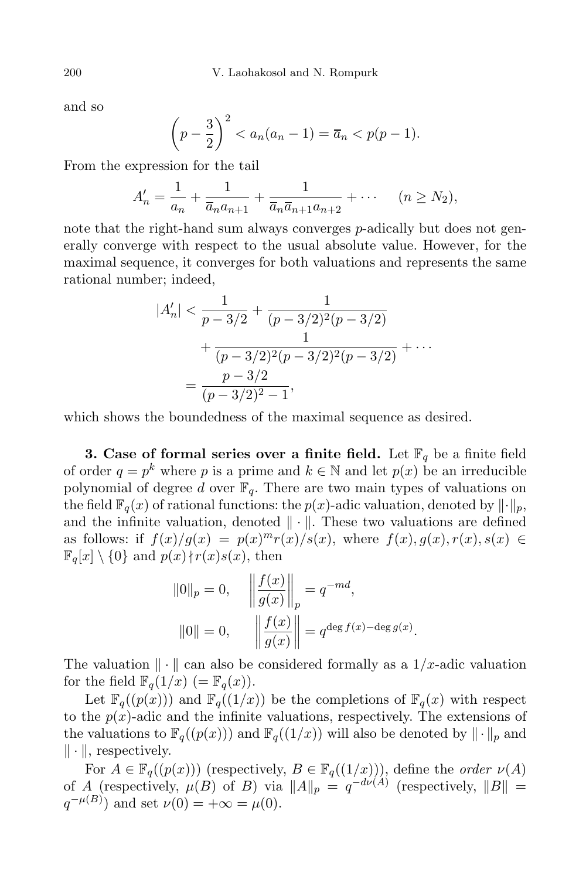and so

$$\left(p - \frac{3}{2}\right)^2 < a_n(a_n - 1) = \overline{a}_n < p(p-1).$$

From the expression for the tail

$$A'_n = \frac{1}{a_n} + \frac{1}{\overline{a}_n a_{n+1}} + \frac{1}{\overline{a}_n \overline{a}_{n+1} a_{n+2}} + \cdots \quad (n \geq N_2),$$

note that the right-hand sum always converges $p$-adically but does not generally converge with respect to the usual absolute value. However, for the maximal sequence, it converges for both valuations and represents the same rational number; indeed,

$$\begin{aligned} |A'_n| &< \frac{1}{p-3/2} + \frac{1}{(p-3/2)^2(p-3/2)} \\ &\quad + \frac{1}{(p-3/2)^2(p-3/2)^2(p-3/2)} + \cdots \\ &= \frac{p-3/2}{(p-3/2)^2 - 1}, \end{aligned}$$

which shows the boundedness of the maximal sequence as desired.

**3. Case of formal series over a finite field.** Let $\mathbb{F}_q$ be a finite field of order $q = p^k$ where $p$ is a prime and $k \in \mathbb{N}$ and let $p(x)$ be an irreducible polynomial of degree $d$ over $\mathbb{F}_q$. There are two main types of valuations on the field $\mathbb{F}_q(x)$ of rational functions: the $p(x)$-adic valuation, denoted by $\|\cdot\|_p$, and the infinite valuation, denoted $\|\cdot\|$. These two valuations are defined as follows: if $f(x)/g(x) = p(x)^m r(x)/s(x)$, where $f(x), g(x), r(x), s(x) \in \mathbb{F}_q[x] \setminus \{0\}$ and $p(x) \nmid r(x)s(x)$, then

$$\|0\|_p = 0, \quad \left\|\frac{f(x)}{g(x)}\right\|_p = q^{-md},$$

$$\|0\| = 0, \quad \left\|\frac{f(x)}{g(x)}\right\| = q^{\deg f(x) - \deg g(x)}.$$

The valuation $\|\cdot\|$ can also be considered formally as a $1/x$-adic valuation for the field $\mathbb{F}_q(1/x)$ $(= \mathbb{F}_q(x))$.

Let $\mathbb{F}_q((p(x)))$ and $\mathbb{F}_q((1/x))$ be the completions of $\mathbb{F}_q(x)$ with respect to the $p(x)$-adic and the infinite valuations, respectively. The extensions of the valuations to $\mathbb{F}_q((p(x)))$ and $\mathbb{F}_q((1/x))$ will also be denoted by $\|\cdot\|_p$ and $\|\cdot\|$, respectively.

For $A \in \mathbb{F}_q((p(x)))$ (respectively, $B \in \mathbb{F}_q((1/x))$), define the *order* $\nu(A)$ of $A$ (respectively, $\mu(B)$ of $B$) via $\|A\|_p = q^{-d\nu(A)}$ (respectively, $\|B\| = q^{-\mu(B)}$) and set $\nu(0) = +\infty = \mu(0)$.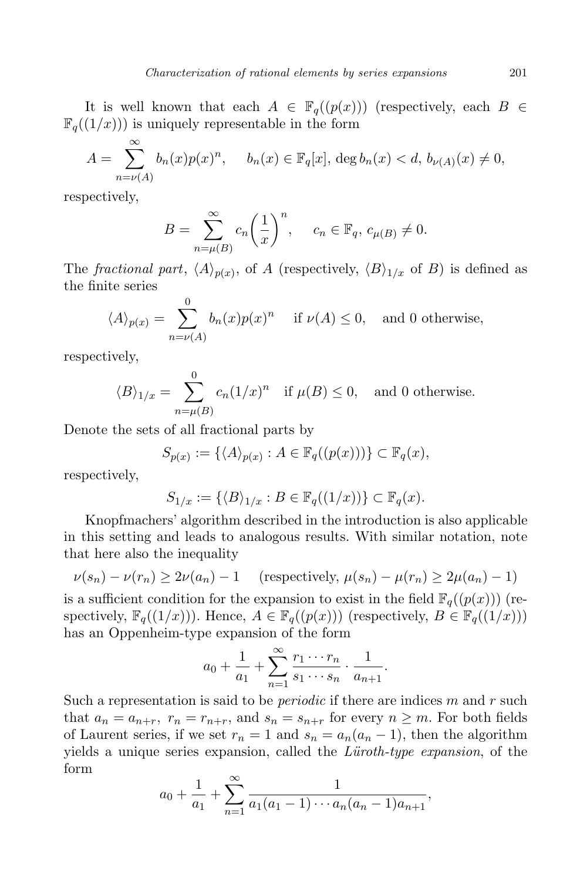It is well known that each $A \in \mathbb{F}_q((p(x)))$ (respectively, each $B \in \mathbb{F}_q((1/x))$) is uniquely representable in the form

$$A = \sum_{n=\nu(A)}^{\infty} b_n(x)p(x)^n, \quad b_n(x) \in \mathbb{F}_q[x], \deg b_n(x) < d, \, b_{\nu(A)}(x) \neq 0,$$

respectively,

$$B = \sum_{n=\mu(B)}^{\infty} c_n \left(\frac{1}{x}\right)^n, \quad c_n \in \mathbb{F}_q, \, c_{\mu(B)} \neq 0.$$

The *fractional part*, $\langle A \rangle_{p(x)}$, of $A$ (respectively, $\langle B \rangle_{1/x}$ of $B$) is defined as the finite series

$$\langle A \rangle_{p(x)} = \sum_{n=\nu(A)}^{0} b_n(x)p(x)^n \quad \text{if } \nu(A) \leq 0, \quad \text{and 0 otherwise,}$$

respectively,

$$\langle B \rangle_{1/x} = \sum_{n=\mu(B)}^{0} c_n(1/x)^n \quad \text{if } \mu(B) \leq 0, \quad \text{and 0 otherwise.}$$

Denote the sets of all fractional parts by

$$S_{p(x)} := \{\langle A \rangle_{p(x)} : A \in \mathbb{F}_q((p(x)))\} \subset \mathbb{F}_q(x),$$

respectively,

$$S_{1/x} := \{\langle B \rangle_{1/x} : B \in \mathbb{F}_q((1/x))\} \subset \mathbb{F}_q(x).$$

Knopfmachers' algorithm described in the introduction is also applicable in this setting and leads to analogous results. With similar notation, note that here also the inequality

$$\nu(s_n) - \nu(r_n) \geq 2\nu(a_n) - 1 \quad \text{(respectively, } \mu(s_n) - \mu(r_n) \geq 2\mu(a_n) - 1\text{)}$$

is a sufficient condition for the expansion to exist in the field $\mathbb{F}_q((p(x)))$ (respectively, $\mathbb{F}_q((1/x))$). Hence, $A \in \mathbb{F}_q((p(x)))$ (respectively, $B \in \mathbb{F}_q((1/x))$) has an Oppenheim-type expansion of the form

$$a_0 + \frac{1}{a_1} + \sum_{n=1}^{\infty} \frac{r_1 \cdots r_n}{s_1 \cdots s_n} \cdot \frac{1}{a_{n+1}}.$$

Such a representation is said to be *periodic* if there are indices $m$ and $r$ such that $a_n = a_{n+r}$, $r_n = r_{n+r}$, and $s_n = s_{n+r}$ for every $n \geq m$. For both fields of Laurent series, if we set $r_n = 1$ and $s_n = a_n(a_n - 1)$, then the algorithm yields a unique series expansion, called the *Lüroth-type expansion*, of the form

$$a_0 + \frac{1}{a_1} + \sum_{n=1}^{\infty} \frac{1}{a_1(a_1 - 1) \cdots a_n(a_n - 1)a_{n+1}},$$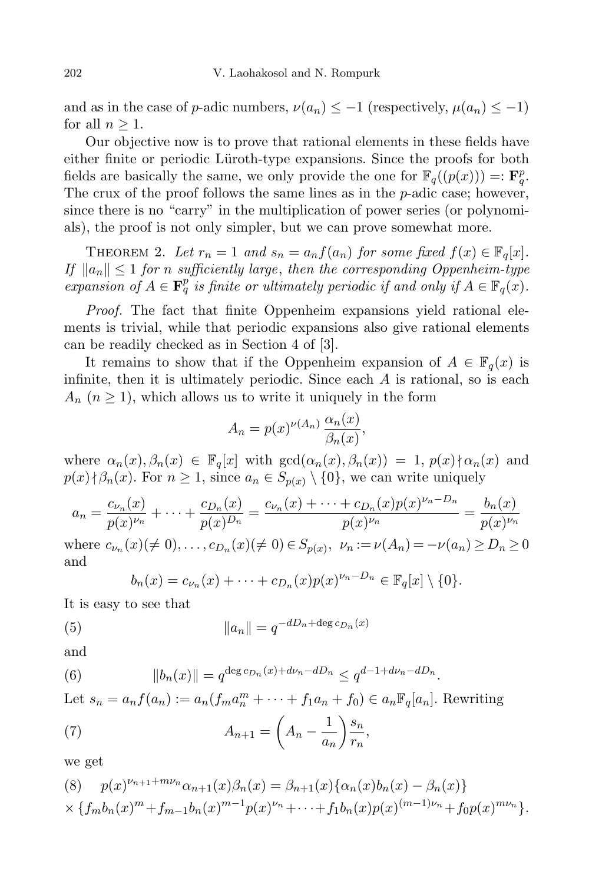and as in the case of $p$-adic numbers, $\nu(a_n) \le -1$ (respectively, $\mu(a_n) \le -1$) for all $n \ge 1$.

Our objective now is to prove that rational elements in these fields have either finite or periodic Lüroth-type expansions. Since the proofs for both fields are basically the same, we only provide the one for $\mathbb{F}_q((p(x))) =: \mathbf{F}_q^p$. The crux of the proof follows the same lines as in the $p$-adic case; however, since there is no "carry" in the multiplication of power series (or polynomials), the proof is not only simpler, but we can prove somewhat more.

Theorem 2. *Let $r_n = 1$ and $s_n = a_n f(a_n)$ for some fixed $f(x) \in \mathbb{F}_q[x]$. If $\|a_n\| \le 1$ for $n$ sufficiently large, then the corresponding Oppenheim-type expansion of $A \in \mathbf{F}_q^p$ is finite or ultimately periodic if and only if $A \in \mathbb{F}_q(x)$.*

*Proof.* The fact that finite Oppenheim expansions yield rational elements is trivial, while that periodic expansions also give rational elements can be readily checked as in Section 4 of [3].

It remains to show that if the Oppenheim expansion of $A \in \mathbb{F}_q(x)$ is infinite, then it is ultimately periodic. Since each $A$ is rational, so is each $A_n$ $(n \ge 1)$, which allows us to write it uniquely in the form

$$A_n = p(x)^{\nu(A_n)} \frac{\alpha_n(x)}{\beta_n(x)},$$

where $\alpha_n(x), \beta_n(x) \in \mathbb{F}_q[x]$ with $\gcd(\alpha_n(x), \beta_n(x)) = 1$, $p(x) \nmid \alpha_n(x)$ and $p(x) \nmid \beta_n(x)$. For $n \ge 1$, since $a_n \in S_{p(x)} \setminus \{0\}$, we can write uniquely

$$a_n = \frac{c_{\nu_n}(x)}{p(x)^{\nu_n}} + \cdots + \frac{c_{D_n}(x)}{p(x)^{D_n}} = \frac{c_{\nu_n}(x) + \cdots + c_{D_n}(x)p(x)^{\nu_n - D_n}}{p(x)^{\nu_n}} = \frac{b_n(x)}{p(x)^{\nu_n}}$$

where $c_{\nu_n}(x)(\ne 0), \dots, c_{D_n}(x)(\ne 0) \in S_{p(x)}$, $\nu_n := \nu(A_n) = -\nu(a_n) \ge D_n \ge 0$ and

$$b_n(x) = c_{\nu_n}(x) + \cdots + c_{D_n}(x)p(x)^{\nu_n - D_n} \in \mathbb{F}_q[x] \setminus \{0\}.$$

It is easy to see that

$$\|a_n\| = q^{-dD_n + \deg c_{D_n}(x)} \tag{5}$$

and

$$\|b_n(x)\| = q^{\deg c_{D_n}(x) + d\nu_n - dD_n} \le q^{d-1+d\nu_n - dD_n}. \tag{6}$$

Let $s_n = a_n f(a_n) := a_n(f_m a_n^m + \cdots + f_1 a_n + f_0) \in a_n \mathbb{F}_q[a_n]$. Rewriting

$$A_{n+1} = \left(A_n - \frac{1}{a_n}\right)\frac{s_n}{r_n}, \tag{7}$$

we get

$$\begin{aligned} (8) \quad & p(x)^{\nu_{n+1} + m\nu_n}\alpha_{n+1}(x)\beta_n(x) = \beta_{n+1}(x)\{\alpha_n(x)b_n(x) - \beta_n(x)\} \\ & \times \{f_m b_n(x)^m + f_{m-1}b_n(x)^{m-1}p(x)^{\nu_n} + \cdots + f_1 b_n(x)p(x)^{(m-1)\nu_n} + f_0 p(x)^{m\nu_n}\}. \end{aligned}$$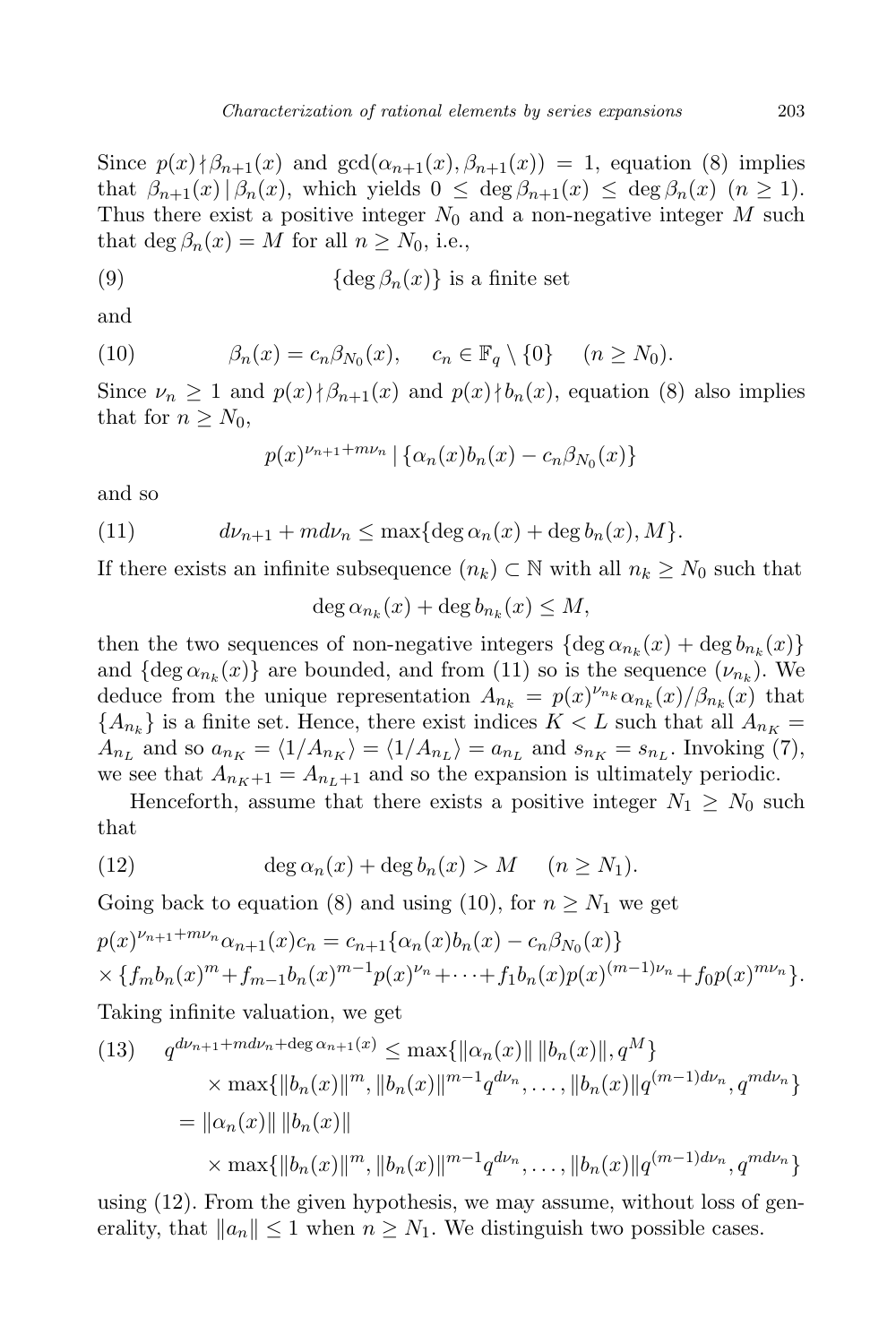Since $p(x) \nmid \beta_{n+1}(x)$ and $\gcd(\alpha_{n+1}(x), \beta_{n+1}(x)) = 1$, equation (8) implies that $\beta_{n+1}(x) \mid \beta_n(x)$, which yields $0 \le \deg \beta_{n+1}(x) \le \deg \beta_n(x)$ $(n \ge 1)$. Thus there exist a positive integer $N_0$ and a non-negative integer $M$ such that $\deg \beta_n(x) = M$ for all $n \ge N_0$, i.e.,

$$\{\deg \beta_n(x)\} \text{ is a finite set} \tag{9}$$

and

$$\beta_n(x) = c_n \beta_{N_0}(x), \quad c_n \in \mathbb{F}_q \setminus \{0\} \quad (n \ge N_0). \tag{10}$$

Since $\nu_n \ge 1$ and $p(x) \nmid \beta_{n+1}(x)$ and $p(x) \nmid b_n(x)$, equation (8) also implies that for $n \ge N_0$,

$$p(x)^{\nu_{n+1} + m\nu_n} \mid \{\alpha_n(x) b_n(x) - c_n \beta_{N_0}(x)\}$$

and so

$$d\nu_{n+1} + md\nu_n \le \max\{\deg \alpha_n(x) + \deg b_n(x), M\}. \tag{11}$$

If there exists an infinite subsequence $(n_k) \subset \mathbb{N}$ with all $n_k \ge N_0$ such that

$$\deg \alpha_{n_k}(x) + \deg b_{n_k}(x) \le M,$$

then the two sequences of non-negative integers $\{\deg \alpha_{n_k}(x) + \deg b_{n_k}(x)\}$ and $\{\deg \alpha_{n_k}(x)\}$ are bounded, and from (11) so is the sequence $(\nu_{n_k})$. We deduce from the unique representation $A_{n_k} = p(x)^{\nu_{n_k}} \alpha_{n_k}(x)/\beta_{n_k}(x)$ that $\{A_{n_k}\}$ is a finite set. Hence, there exist indices $K < L$ such that all $A_{n_K} = A_{n_L}$ and so $a_{n_K} = \langle 1/A_{n_K} \rangle = \langle 1/A_{n_L} \rangle = a_{n_L}$ and $s_{n_K} = s_{n_L}$. Invoking (7), we see that $A_{n_K+1} = A_{n_L+1}$ and so the expansion is ultimately periodic.

Henceforth, assume that there exists a positive integer $N_1 \ge N_0$ such that

$$\deg \alpha_n(x) + \deg b_n(x) > M \quad (n \ge N_1). \tag{12}$$

Going back to equation (8) and using (10), for $n \ge N_1$ we get

$$\begin{aligned}
&p(x)^{\nu_{n+1} + m\nu_n} \alpha_{n+1}(x) c_n = c_{n+1}\{\alpha_n(x) b_n(x) - c_n \beta_{N_0}(x)\} \\
&\times \{f_m b_n(x)^m + f_{m-1} b_n(x)^{m-1} p(x)^{\nu_n} + \cdots + f_1 b_n(x) p(x)^{(m-1)\nu_n} + f_0 p(x)^{m\nu_n}\}.
\end{aligned}$$

Taking infinite valuation, we get

$$\begin{aligned}
q^{d\nu_{n+1} + md\nu_n + \deg \alpha_{n+1}(x)} &\le \max\{\|\alpha_n(x)\| \, \|b_n(x)\|, q^M\} \\
&\quad \times \max\{\|b_n(x)\|^m, \|b_n(x)\|^{m-1} q^{d\nu_n}, \ldots, \|b_n(x)\| q^{(m-1)d\nu_n}, q^{md\nu_n}\} \\
&= \|\alpha_n(x)\| \, \|b_n(x)\| \\
&\quad \times \max\{\|b_n(x)\|^m, \|b_n(x)\|^{m-1} q^{d\nu_n}, \ldots, \|b_n(x)\| q^{(m-1)d\nu_n}, q^{md\nu_n}\}
\end{aligned} \tag{13}$$

using (12). From the given hypothesis, we may assume, without loss of generality, that $\|a_n\| \le 1$ when $n \ge N_1$. We distinguish two possible cases.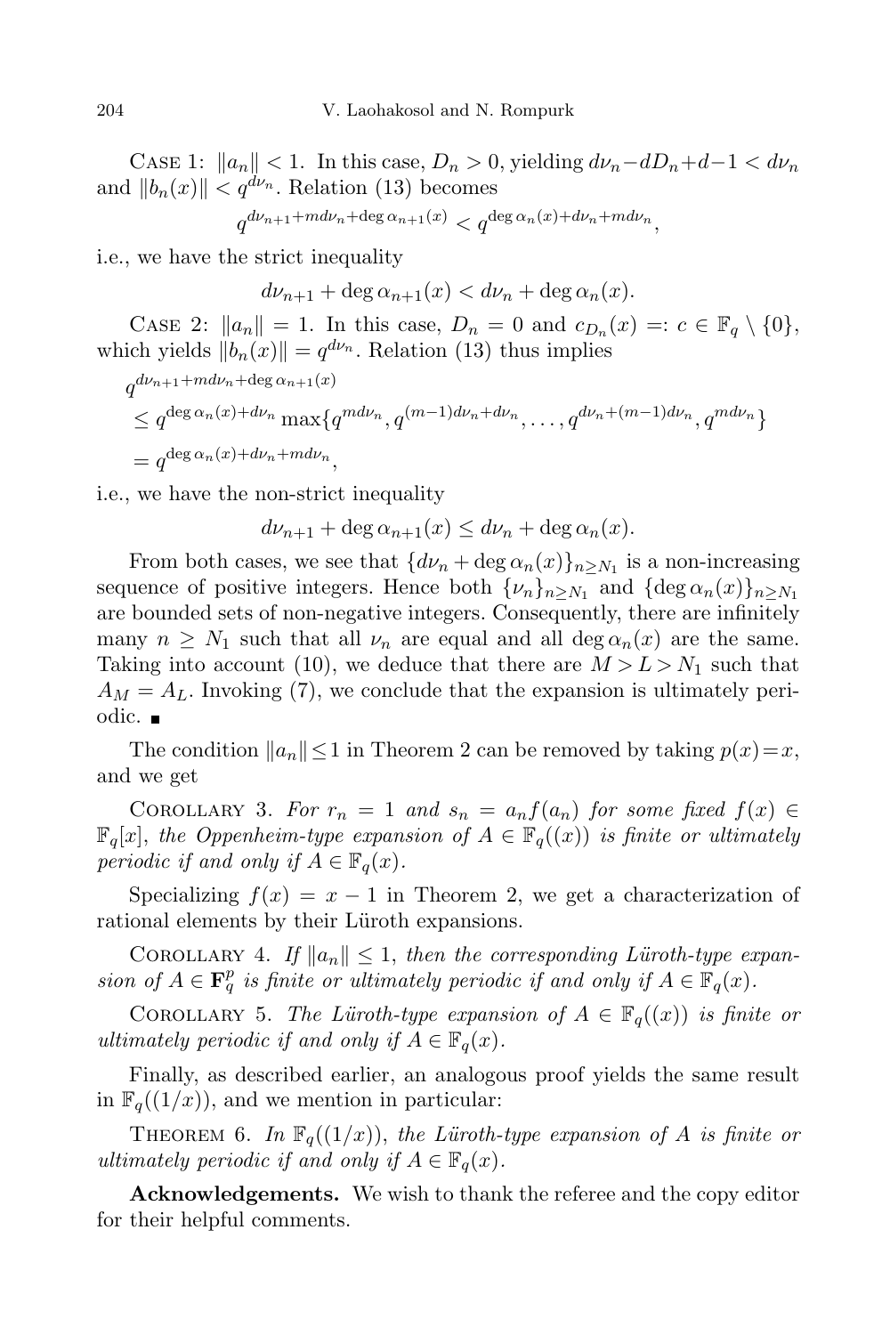Case 1: $\|a_n\| < 1$. In this case, $D_n > 0$, yielding $d\nu_n - dD_n + d - 1 < d\nu_n$ and $\|b_n(x)\| < q^{d\nu_n}$. Relation (13) becomes

$$q^{d\nu_{n+1}+md\nu_n+\deg\alpha_{n+1}(x)} < q^{\deg\alpha_n(x)+d\nu_n+md\nu_n},$$

i.e., we have the strict inequality

$$d\nu_{n+1} + \deg\alpha_{n+1}(x) < d\nu_n + \deg\alpha_n(x).$$

Case 2: $\|a_n\| = 1$. In this case, $D_n = 0$ and $c_{D_n}(x) =: c \in \mathbb{F}_q \setminus \{0\}$, which yields $\|b_n(x)\| = q^{d\nu_n}$. Relation (13) thus implies

$$\begin{aligned}
&q^{d\nu_{n+1}+md\nu_n+\deg\alpha_{n+1}(x)} \\
&\le q^{\deg\alpha_n(x)+d\nu_n} \max\{q^{md\nu_n}, q^{(m-1)d\nu_n+d\nu_n}, \ldots, q^{d\nu_n+(m-1)d\nu_n}, q^{md\nu_n}\} \\
&= q^{\deg\alpha_n(x)+d\nu_n+md\nu_n},
\end{aligned}$$

i.e., we have the non-strict inequality

$$d\nu_{n+1} + \deg\alpha_{n+1}(x) \le d\nu_n + \deg\alpha_n(x).$$

From both cases, we see that $\{d\nu_n + \deg\alpha_n(x)\}_{n\ge N_1}$ is a non-increasing sequence of positive integers. Hence both $\{\nu_n\}_{n\ge N_1}$ and $\{\deg\alpha_n(x)\}_{n\ge N_1}$ are bounded sets of non-negative integers. Consequently, there are infinitely many $n \ge N_1$ such that all $\nu_n$ are equal and all $\deg\alpha_n(x)$ are the same. Taking into account (10), we deduce that there are $M > L > N_1$ such that $A_M = A_L$. Invoking (7), we conclude that the expansion is ultimately periodic. ∎

The condition $\|a_n\| \le 1$ in Theorem 2 can be removed by taking $p(x) = x$, and we get

Corollary 3. *For $r_n = 1$ and $s_n = a_n f(a_n)$ for some fixed $f(x) \in \mathbb{F}_q[x]$, the Oppenheim-type expansion of $A \in \mathbb{F}_q((x))$ is finite or ultimately periodic if and only if $A \in \mathbb{F}_q(x)$.*

Specializing $f(x) = x - 1$ in Theorem 2, we get a characterization of rational elements by their Lüroth expansions.

Corollary 4. *If $\|a_n\| \le 1$, then the corresponding Lüroth-type expansion of $A \in \mathbf{F}_q^p$ is finite or ultimately periodic if and only if $A \in \mathbb{F}_q(x)$.*

Corollary 5. *The Lüroth-type expansion of $A \in \mathbb{F}_q((x))$ is finite or ultimately periodic if and only if $A \in \mathbb{F}_q(x)$.*

Finally, as described earlier, an analogous proof yields the same result in $\mathbb{F}_q((1/x))$, and we mention in particular:

Theorem 6. *In $\mathbb{F}_q((1/x))$, the Lüroth-type expansion of $A$ is finite or ultimately periodic if and only if $A \in \mathbb{F}_q(x)$.*

**Acknowledgements.** We wish to thank the referee and the copy editor for their helpful comments.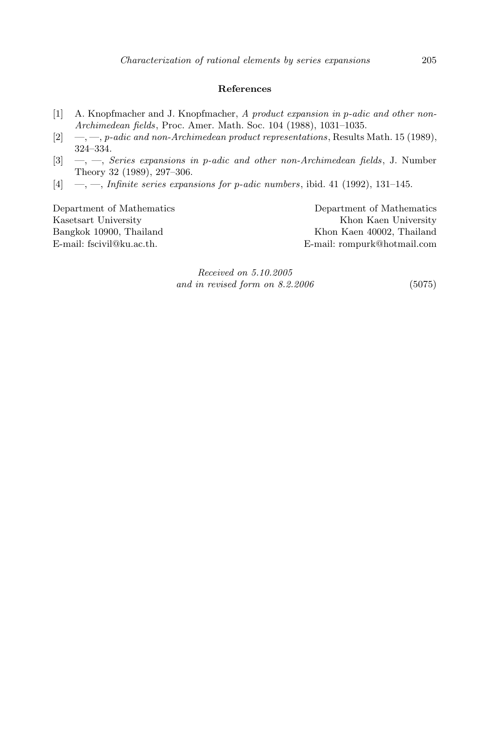## References

[1] A. Knopfmacher and J. Knopfmacher, *A product expansion in p-adic and other non-Archimedean fields*, Proc. Amer. Math. Soc. 104 (1988), 1031–1035.

[2] —, —, *p-adic and non-Archimedean product representations*, Results Math. 15 (1989), 324–334.

[3] —, —, *Series expansions in p-adic and other non-Archimedean fields*, J. Number Theory 32 (1989), 297–306.

[4] —, —, *Infinite series expansions for p-adic numbers*, ibid. 41 (1992), 131–145.

Department of Mathematics
Kasetsart University
Bangkok 10900, Thailand
E-mail: fscivil@ku.ac.th.

Department of Mathematics
Khon Kaen University
Khon Kaen 40002, Thailand
E-mail: rompurk@hotmail.com

*Received on 5.10.2005*
*and in revised form on 8.2.2006* (5075)